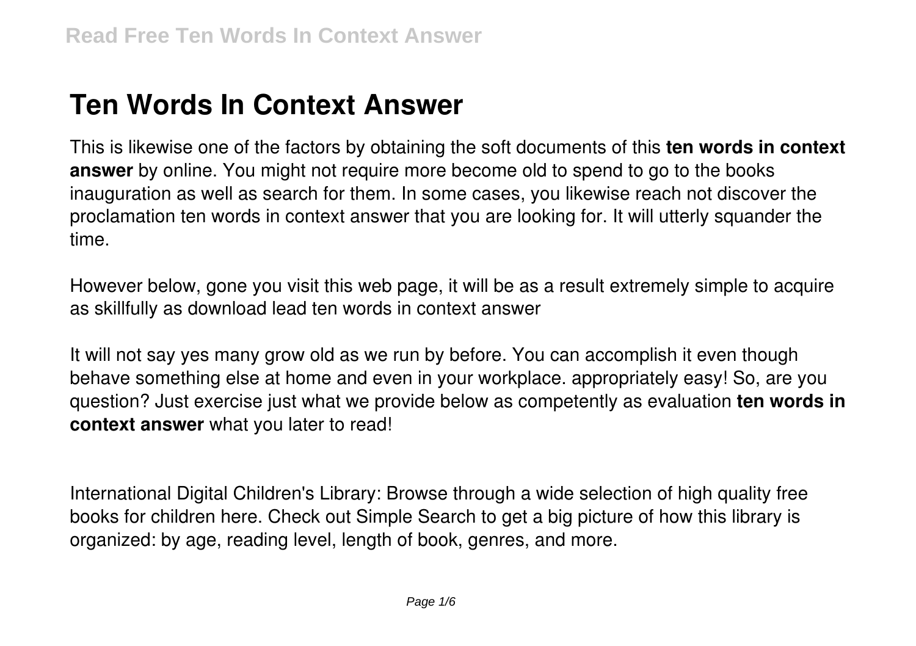# Ten Words In Context Answer

This is likewise one of the factors by obtaining the soft documents of this **ten words in context answer** by online. You might not require more become old to spend to go to the books inauguration as well as search for them. In some cases, you likewise reach not discover the proclamation ten words in context answer that you are looking for. It will utterly squander the time.

However below, gone you visit this web page, it will be as a result extremely simple to acquire as skillfully as download lead ten words in context answer

It will not say yes many grow old as we run by before. You can accomplish it even though behave something else at home and even in your workplace. appropriately easy! So, are you question? Just exercise just what we provide below as competently as evaluation **ten words in context answer** what you later to read!

International Digital Children's Library: Browse through a wide selection of high quality free books for children here. Check out Simple Search to get a big picture of how this library is organized: by age, reading level, length of book, genres, and more.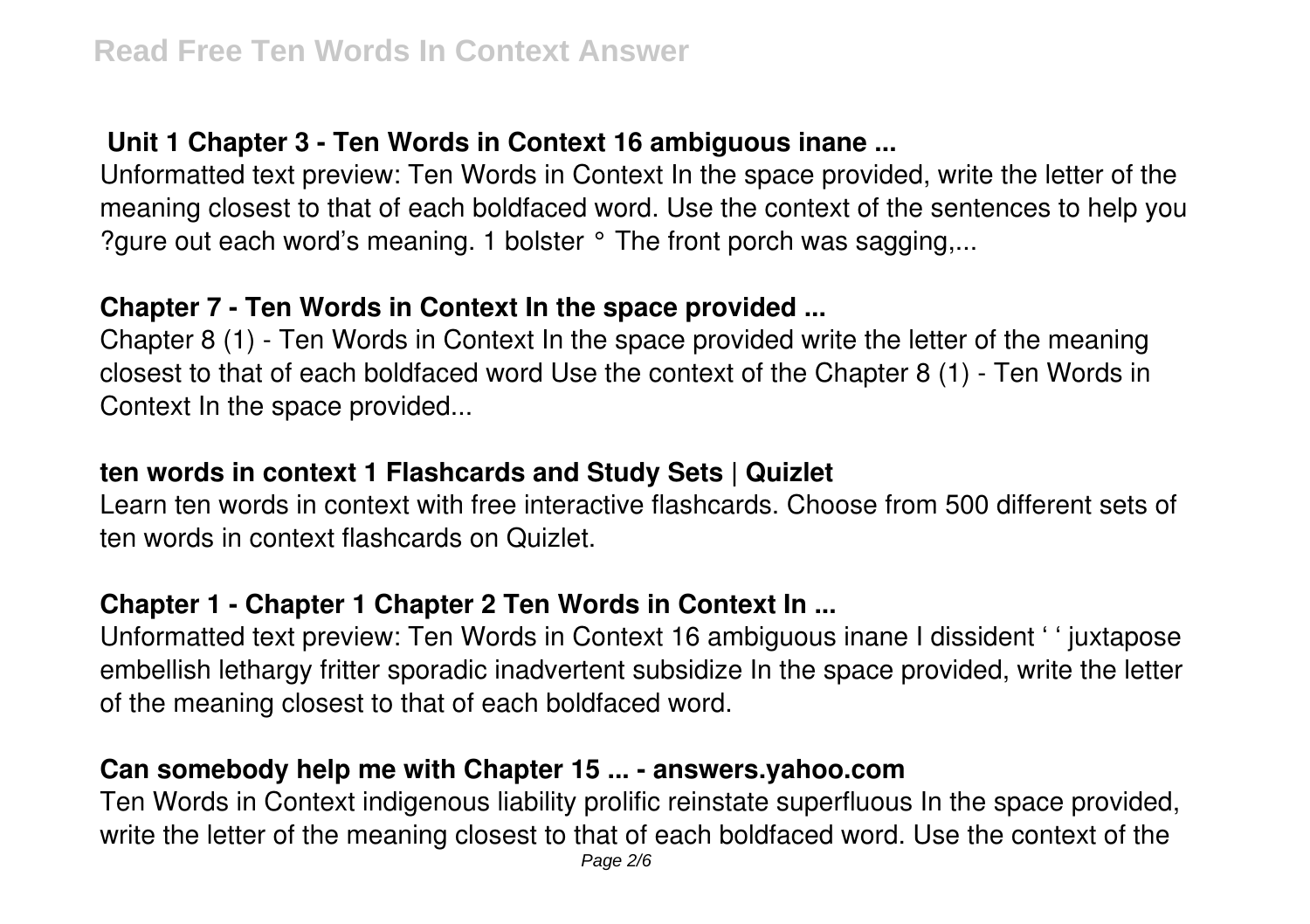## Unit 1 Chapter 3 - Ten Words in Context 16 ambiguous inane ...

Unformatted text preview: Ten Words in Context In the space provided, write the letter of the meaning closest to that of each boldfaced word. Use the context of the sentences to help you ?gure out each word's meaning. 1 bolster ° The front porch was sagging,...

## Chapter 7 - Ten Words in Context In the space provided ...

Chapter 8 (1) - Ten Words in Context In the space provided write the letter of the meaning closest to that of each boldfaced word Use the context of the Chapter 8 (1) - Ten Words in Context In the space provided...

## ten words in context 1 Flashcards and Study Sets | Quizlet

Learn ten words in context with free interactive flashcards. Choose from 500 different sets of ten words in context flashcards on Quizlet.

## Chapter 1 - Chapter 1 Chapter 2 Ten Words in Context In ...

Unformatted text preview: Ten Words in Context 16 ambiguous inane I dissident ' ' juxtapose embellish lethargy fritter sporadic inadvertent subsidize In the space provided, write the letter of the meaning closest to that of each boldfaced word.

## Can somebody help me with Chapter 15 ... - answers.yahoo.com

Ten Words in Context indigenous liability prolific reinstate superfluous In the space provided, write the letter of the meaning closest to that of each boldfaced word. Use the context of the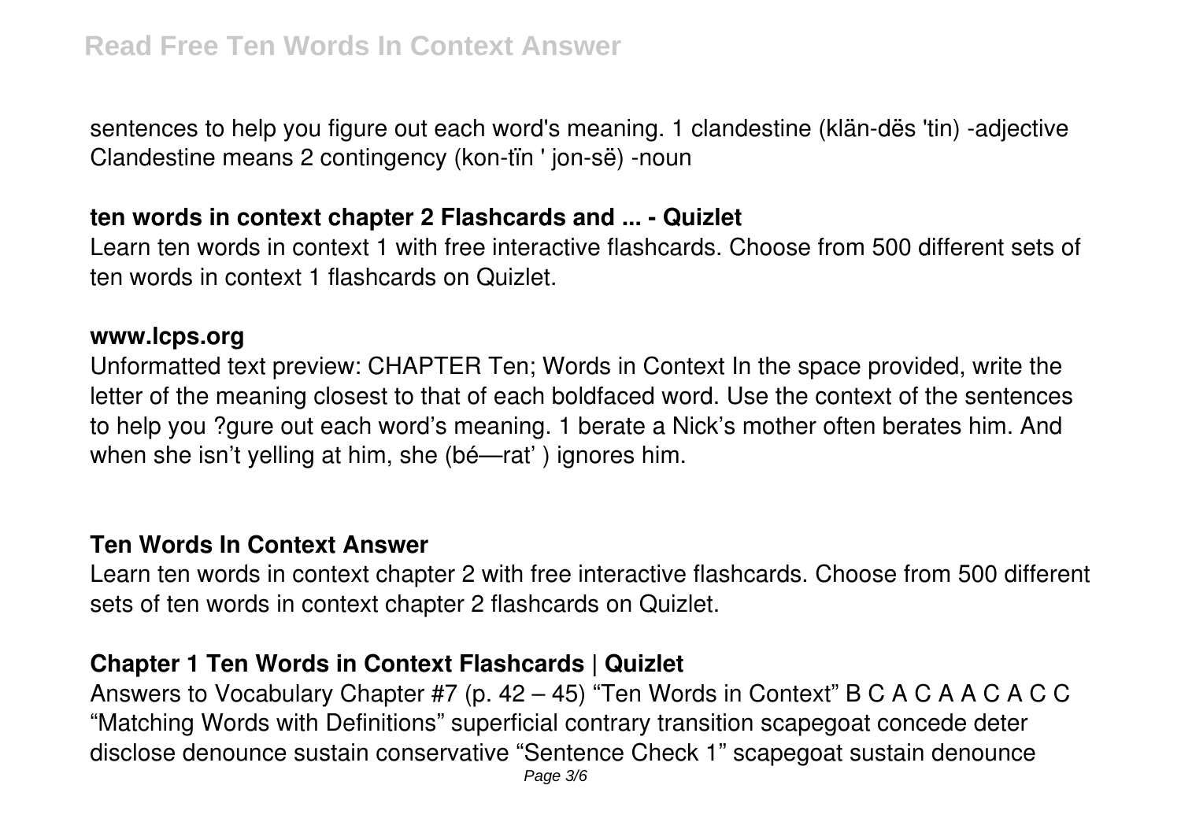sentences to help you figure out each word's meaning. 1 clandestine (klän-dës 'tin) -adjective Clandestine means 2 contingency (kon-tïn ' jon-së) -noun

### ten words in context chapter 2 Flashcards and ... - Quizlet

Learn ten words in context 1 with free interactive flashcards. Choose from 500 different sets of ten words in context 1 flashcards on Quizlet.

### www.lcps.org

Unformatted text preview: CHAPTER Ten; Words in Context In the space provided, write the letter of the meaning closest to that of each boldfaced word. Use the context of the sentences to help you ?gure out each word's meaning. 1 berate a Nick's mother often berates him. And when she isn't yelling at him, she (bé—rat' ) ignores him.

### Ten Words In Context Answer

Learn ten words in context chapter 2 with free interactive flashcards. Choose from 500 different sets of ten words in context chapter 2 flashcards on Quizlet.

### Chapter 1 Ten Words in Context Flashcards | Quizlet

Answers to Vocabulary Chapter #7 (p. 42 – 45) "Ten Words in Context" B C A C A A C A C C "Matching Words with Definitions" superficial contrary transition scapegoat concede deter disclose denounce sustain conservative "Sentence Check 1" scapegoat sustain denounce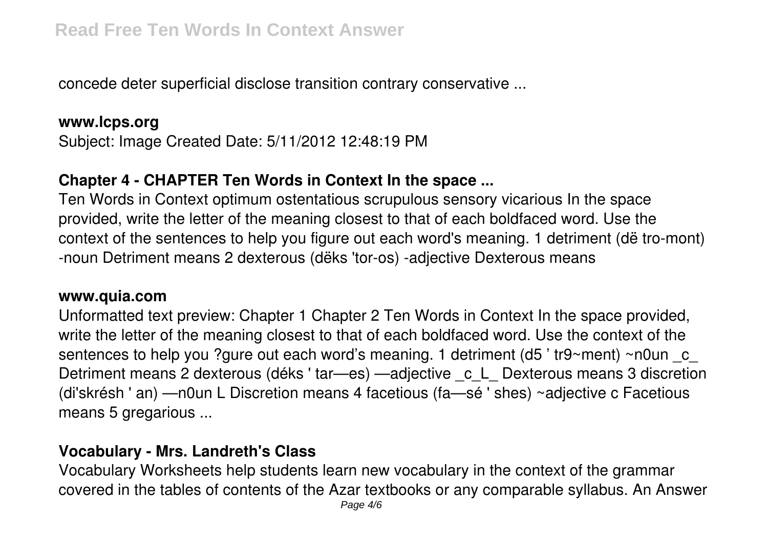concede deter superficial disclose transition contrary conservative ...

**www.lcps.org**

Subject: Image Created Date: 5/11/2012 12:48:19 PM

### Chapter 4 - CHAPTER Ten Words in Context In the space ...

Ten Words in Context optimum ostentatious scrupulous sensory vicarious In the space provided, write the letter of the meaning closest to that of each boldfaced word. Use the context of the sentences to help you figure out each word's meaning. 1 detriment (dë tro-mont) -noun Detriment means 2 dexterous (dëks 'tor-os) -adjective Dexterous means

**www.quia.com**

Unformatted text preview: Chapter 1 Chapter 2 Ten Words in Context In the space provided, write the letter of the meaning closest to that of each boldfaced word. Use the context of the sentences to help you ?gure out each word's meaning. 1 detriment (d5 ' tr9~ment) ~n0un _c_ Detriment means 2 dexterous (déks ' tar—es) —adjective _c_L_ Dexterous means 3 discretion (di'skrésh ' an) —n0un L Discretion means 4 facetious (fa—sé ' shes) ~adjective c Facetious means 5 gregarious ...

### Vocabulary - Mrs. Landreth's Class

Vocabulary Worksheets help students learn new vocabulary in the context of the grammar covered in the tables of contents of the Azar textbooks or any comparable syllabus. An Answer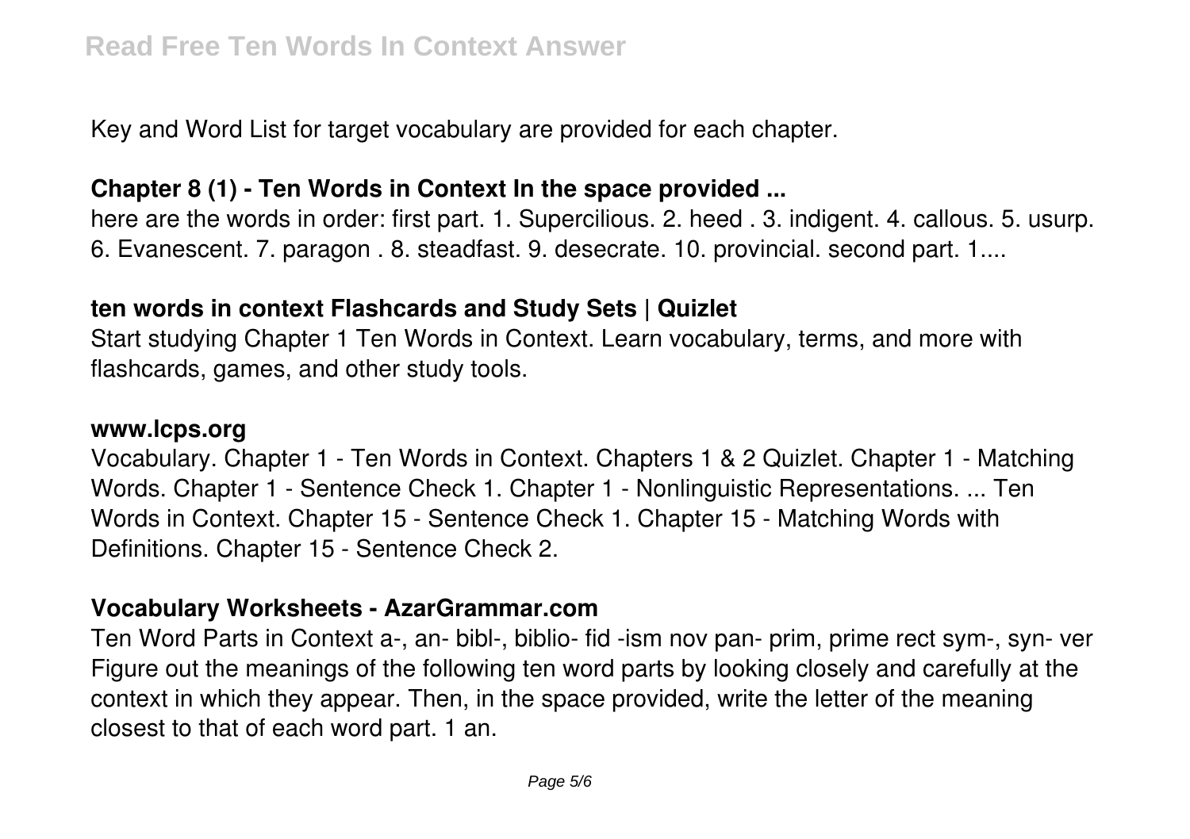Key and Word List for target vocabulary are provided for each chapter.

### Chapter 8 (1) - Ten Words in Context In the space provided ...

here are the words in order: first part. 1. Supercilious. 2. heed . 3. indigent. 4. callous. 5. usurp. 6. Evanescent. 7. paragon . 8. steadfast. 9. desecrate. 10. provincial. second part. 1....

### ten words in context Flashcards and Study Sets | Quizlet

Start studying Chapter 1 Ten Words in Context. Learn vocabulary, terms, and more with flashcards, games, and other study tools.

### www.lcps.org

Vocabulary. Chapter 1 - Ten Words in Context. Chapters 1 & 2 Quizlet. Chapter 1 - Matching Words. Chapter 1 - Sentence Check 1. Chapter 1 - Nonlinguistic Representations. ... Ten Words in Context. Chapter 15 - Sentence Check 1. Chapter 15 - Matching Words with Definitions. Chapter 15 - Sentence Check 2.

### Vocabulary Worksheets - AzarGrammar.com

Ten Word Parts in Context a-, an- bibl-, biblio- fid -ism nov pan- prim, prime rect sym-, syn- ver Figure out the meanings of the following ten word parts by looking closely and carefully at the context in which they appear. Then, in the space provided, write the letter of the meaning closest to that of each word part. 1 an.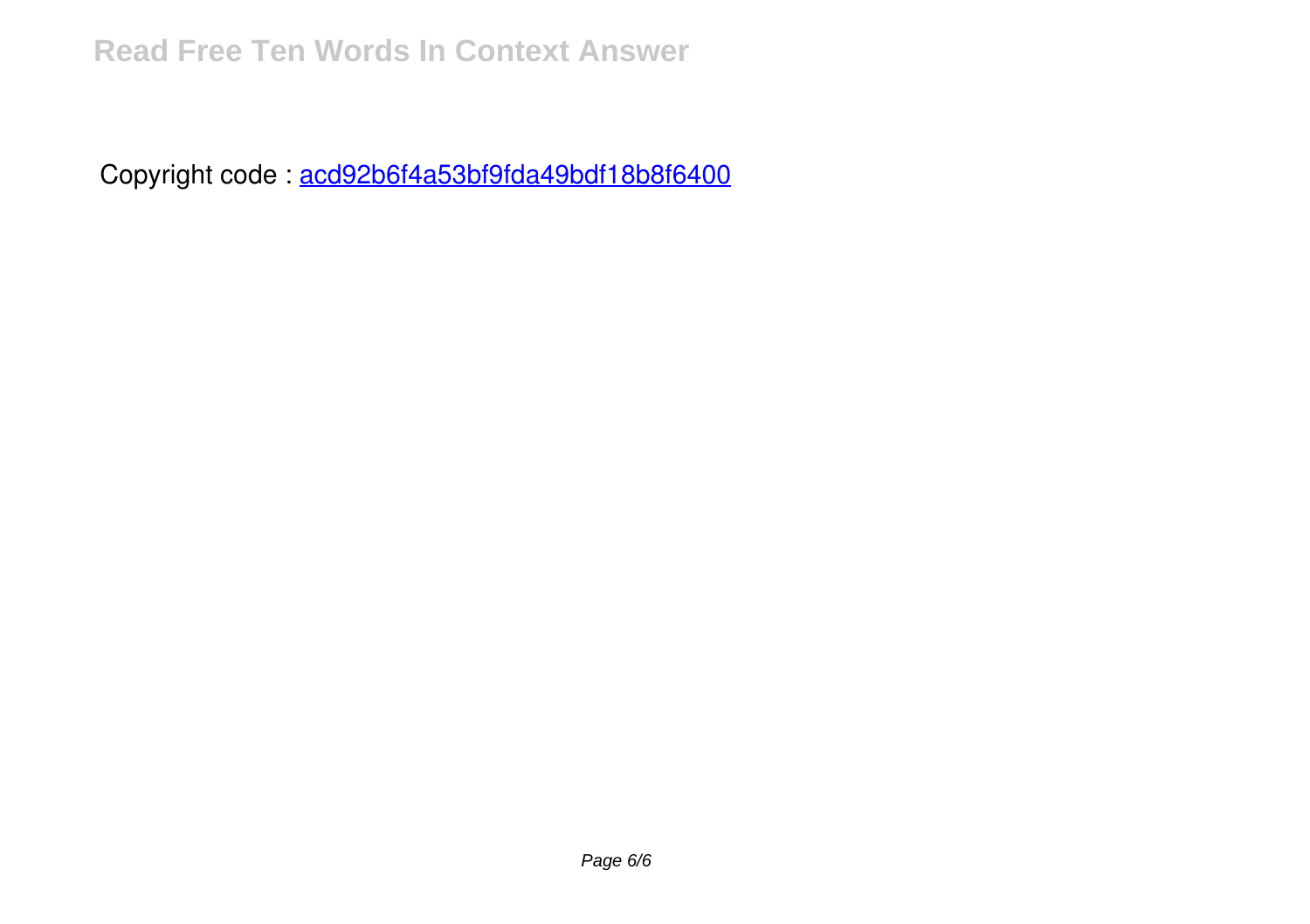Copyright code : [acd92b6f4a53bf9fda49bdf18b8f6400](acd92b6f4a53bf9fda49bdf18b8f6400)